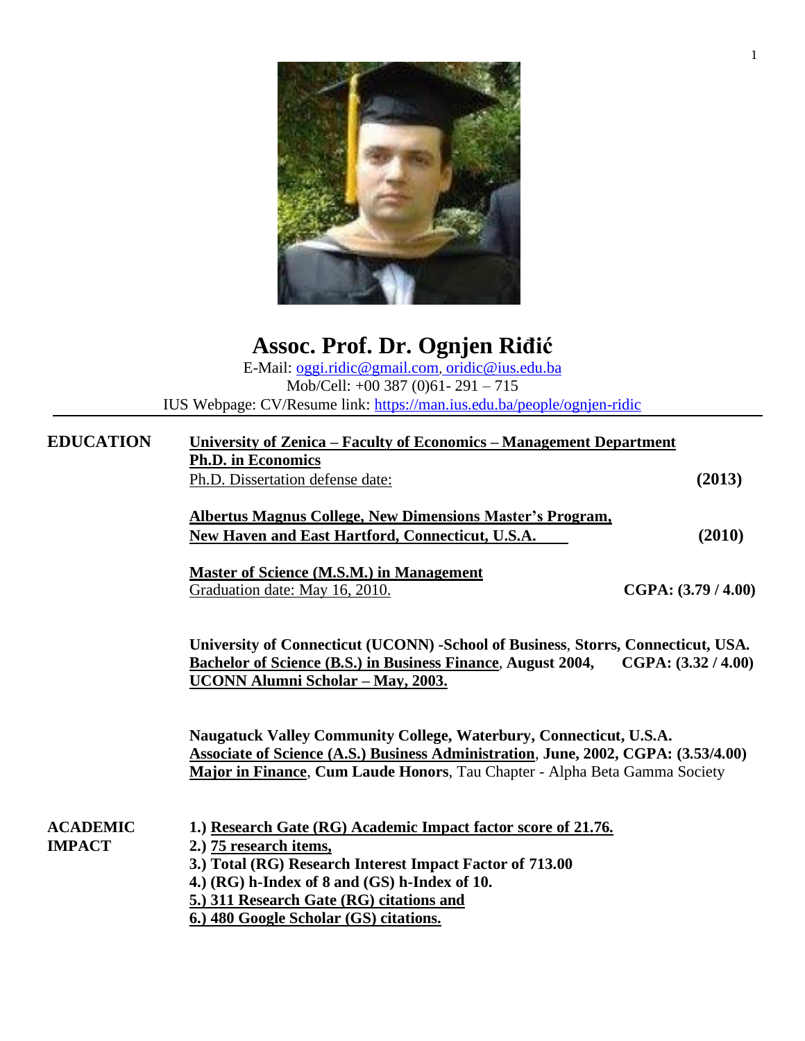# Assoc. Prof. Dr. Ognjen Riđić

E-Mail: oggi.ridic@gmail.com, oridic@ius.edu.ba
Mob/Cell: +00 387 (0)61- 291 – 715
IUS Webpage: CV/Resume link: https://man.ius.edu.ba/people/ognjen-ridic

---

## EDUCATION

**University of Zenica – Faculty of Economics – Management Department**
**Ph.D. in Economics**
Ph.D. Dissertation defense date: **(2013)**

**Albertus Magnus College, New Dimensions Master's Program, New Haven and East Hartford, Connecticut, U.S.A.** **(2010)**

**Master of Science (M.S.M.) in Management**
Graduation date: May 16, 2010. **CGPA: (3.79 / 4.00)**

**University of Connecticut (UCONN) -School of Business**, **Storrs, Connecticut, USA.**
**Bachelor of Science (B.S.) in Business Finance**, **August 2004,** **CGPA: (3.32 / 4.00)**
**UCONN Alumni Scholar – May, 2003.**

**Naugatuck Valley Community College, Waterbury, Connecticut, U.S.A.**
**Associate of Science (A.S.) Business Administration**, **June, 2002, CGPA: (3.53/4.00)**
**Major in Finance**, **Cum Laude Honors**, Tau Chapter - Alpha Beta Gamma Society

## ACADEMIC IMPACT

**1.) Research Gate (RG) Academic Impact factor score of 21.76.**
**2.) 75 research items,**
**3.) Total (RG) Research Interest Impact Factor of 713.00**
**4.) (RG) h-Index of 8 and (GS) h-Index of 10.**
**5.) 311 Research Gate (RG) citations and**
**6.) 480 Google Scholar (GS) citations.**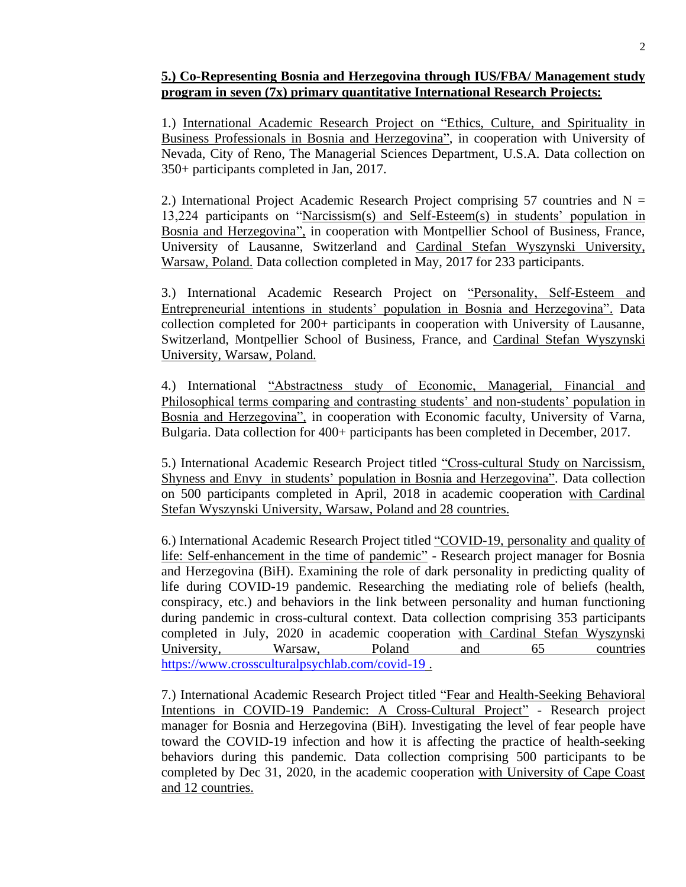**5.) Co-Representing Bosnia and Herzegovina through IUS/FBA/ Management study program in seven (7x) primary quantitative International Research Projects:**

1.) International Academic Research Project on "Ethics, Culture, and Spirituality in Business Professionals in Bosnia and Herzegovina", in cooperation with University of Nevada, City of Reno, The Managerial Sciences Department, U.S.A. Data collection on 350+ participants completed in Jan, 2017.

2.) International Project Academic Research Project comprising 57 countries and N = 13,224 participants on "Narcissism(s) and Self-Esteem(s) in students' population in Bosnia and Herzegovina", in cooperation with Montpellier School of Business, France, University of Lausanne, Switzerland and Cardinal Stefan Wyszynski University, Warsaw, Poland. Data collection completed in May, 2017 for 233 participants.

3.) International Academic Research Project on "Personality, Self-Esteem and Entrepreneurial intentions in students' population in Bosnia and Herzegovina". Data collection completed for 200+ participants in cooperation with University of Lausanne, Switzerland, Montpellier School of Business, France, and Cardinal Stefan Wyszynski University, Warsaw, Poland.

4.) International "Abstractness study of Economic, Managerial, Financial and Philosophical terms comparing and contrasting students' and non-students' population in Bosnia and Herzegovina", in cooperation with Economic faculty, University of Varna, Bulgaria. Data collection for 400+ participants has been completed in December, 2017.

5.) International Academic Research Project titled "Cross-cultural Study on Narcissism, Shyness and Envy in students' population in Bosnia and Herzegovina". Data collection on 500 participants completed in April, 2018 in academic cooperation with Cardinal Stefan Wyszynski University, Warsaw, Poland and 28 countries.

6.) International Academic Research Project titled "COVID-19, personality and quality of life: Self-enhancement in the time of pandemic" - Research project manager for Bosnia and Herzegovina (BiH). Examining the role of dark personality in predicting quality of life during COVID-19 pandemic. Researching the mediating role of beliefs (health, conspiracy, etc.) and behaviors in the link between personality and human functioning during pandemic in cross-cultural context. Data collection comprising 353 participants completed in July, 2020 in academic cooperation with Cardinal Stefan Wyszynski University, Warsaw, Poland and 65 countries https://www.crossculturalpsychlab.com/covid-19 .

7.) International Academic Research Project titled "Fear and Health-Seeking Behavioral Intentions in COVID-19 Pandemic: A Cross-Cultural Project" - Research project manager for Bosnia and Herzegovina (BiH). Investigating the level of fear people have toward the COVID-19 infection and how it is affecting the practice of health-seeking behaviors during this pandemic. Data collection comprising 500 participants to be completed by Dec 31, 2020, in the academic cooperation with University of Cape Coast and 12 countries.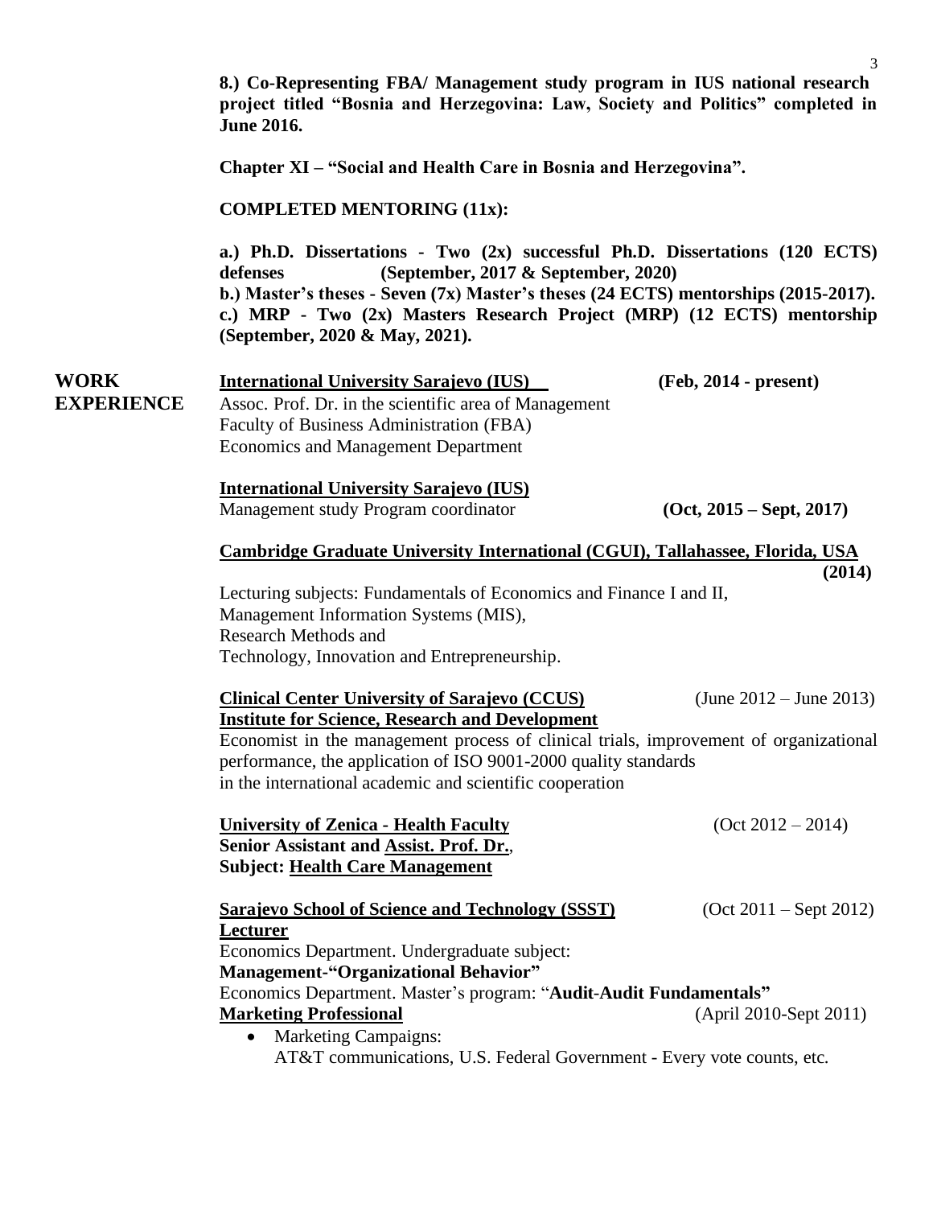**8.) Co-Representing FBA/ Management study program in IUS national research project titled "Bosnia and Herzegovina: Law, Society and Politics" completed in June 2016.**

**Chapter XI – "Social and Health Care in Bosnia and Herzegovina".**

**COMPLETED MENTORING (11x):**

**a.) Ph.D. Dissertations - Two (2x) successful Ph.D. Dissertations (120 ECTS) defenses (September, 2017 & September, 2020)**
**b.) Master's theses - Seven (7x) Master's theses (24 ECTS) mentorships (2015-2017).**
**c.) MRP - Two (2x) Masters Research Project (MRP) (12 ECTS) mentorship (September, 2020 & May, 2021).**

## WORK EXPERIENCE

**International University Sarajevo (IUS)** **(Feb, 2014 - present)**
Assoc. Prof. Dr. in the scientific area of Management
Faculty of Business Administration (FBA)
Economics and Management Department

**International University Sarajevo (IUS)**
Management study Program coordinator **(Oct, 2015 – Sept, 2017)**

**Cambridge Graduate University International (CGUI), Tallahassee, Florida, USA** **(2014)**
Lecturing subjects: Fundamentals of Economics and Finance I and II,
Management Information Systems (MIS),
Research Methods and
Technology, Innovation and Entrepreneurship.

**Clinical Center University of Sarajevo (CCUS)** (June 2012 – June 2013)
**Institute for Science, Research and Development**
Economist in the management process of clinical trials, improvement of organizational performance, the application of ISO 9001-2000 quality standards in the international academic and scientific cooperation

**University of Zenica - Health Faculty** (Oct 2012 – 2014)
**Senior Assistant and Assist. Prof. Dr.**,
**Subject: Health Care Management**

**Sarajevo School of Science and Technology (SSST)** (Oct 2011 – Sept 2012)
**Lecturer**
Economics Department. Undergraduate subject:
**Management-"Organizational Behavior"**
Economics Department. Master's program: "**Audit-Audit Fundamentals"**
**Marketing Professional** (April 2010-Sept 2011)

- Marketing Campaigns:
  AT&T communications, U.S. Federal Government - Every vote counts, etc.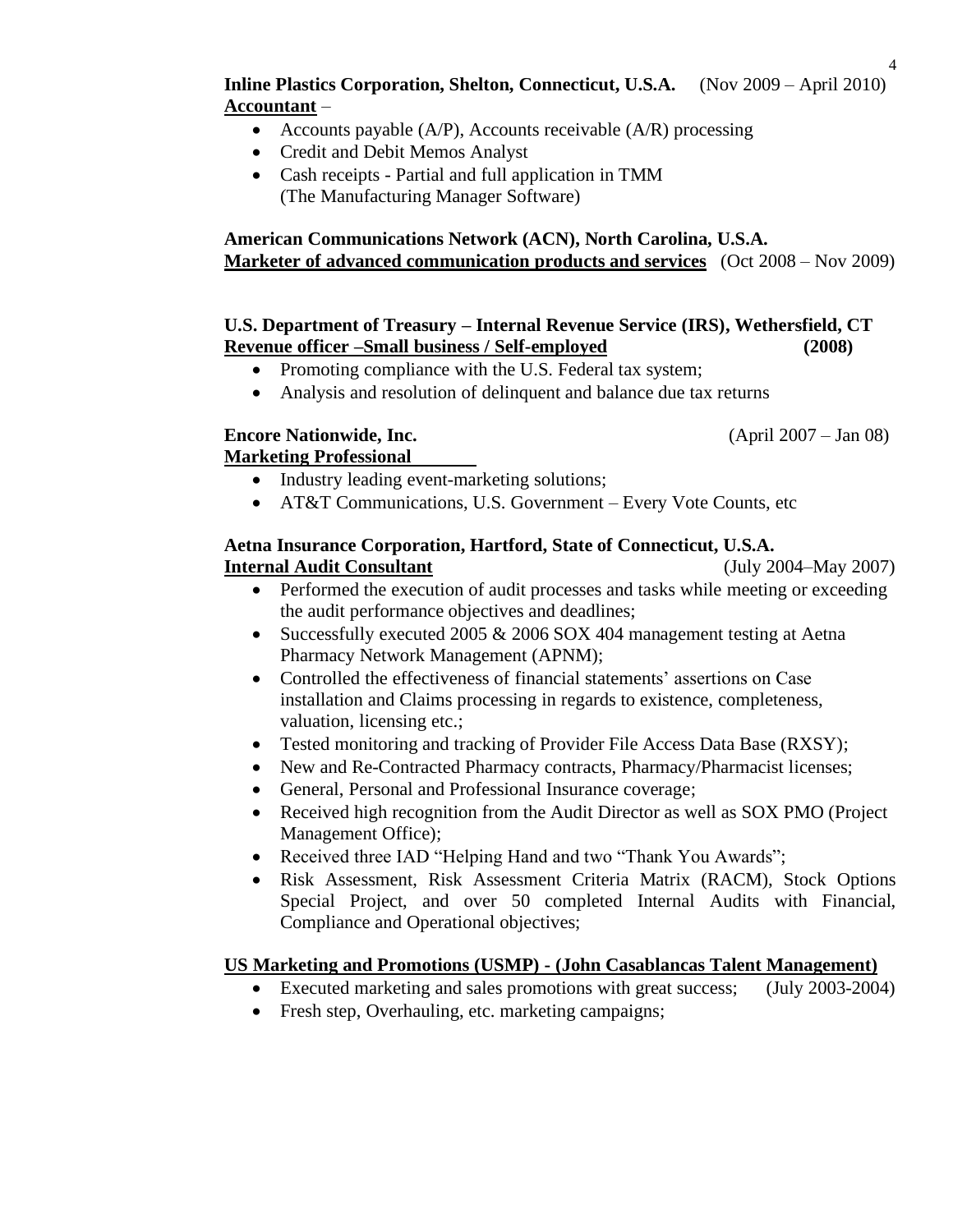**Inline Plastics Corporation, Shelton, Connecticut, U.S.A.** (Nov 2009 – April 2010)
**Accountant** –

- Accounts payable (A/P), Accounts receivable (A/R) processing
- Credit and Debit Memos Analyst
- Cash receipts - Partial and full application in TMM (The Manufacturing Manager Software)

**American Communications Network (ACN), North Carolina, U.S.A.**
**Marketer of advanced communication products and services** (Oct 2008 – Nov 2009)

**U.S. Department of Treasury – Internal Revenue Service (IRS), Wethersfield, CT**
**Revenue officer –Small business / Self-employed** **(2008)**

- Promoting compliance with the U.S. Federal tax system;
- Analysis and resolution of delinquent and balance due tax returns

**Encore Nationwide, Inc.** (April 2007 – Jan 08)
**Marketing Professional**

- Industry leading event-marketing solutions;
- AT&T Communications, U.S. Government – Every Vote Counts, etc

**Aetna Insurance Corporation, Hartford, State of Connecticut, U.S.A.**
**Internal Audit Consultant** (July 2004–May 2007)

- Performed the execution of audit processes and tasks while meeting or exceeding the audit performance objectives and deadlines;
- Successfully executed 2005 & 2006 SOX 404 management testing at Aetna Pharmacy Network Management (APNM);
- Controlled the effectiveness of financial statements' assertions on Case installation and Claims processing in regards to existence, completeness, valuation, licensing etc.;
- Tested monitoring and tracking of Provider File Access Data Base (RXSY);
- New and Re-Contracted Pharmacy contracts, Pharmacy/Pharmacist licenses;
- General, Personal and Professional Insurance coverage;
- Received high recognition from the Audit Director as well as SOX PMO (Project Management Office);
- Received three IAD "Helping Hand and two "Thank You Awards";
- Risk Assessment, Risk Assessment Criteria Matrix (RACM), Stock Options Special Project, and over 50 completed Internal Audits with Financial, Compliance and Operational objectives;

**US Marketing and Promotions (USMP) - (John Casablancas Talent Management)**

- Executed marketing and sales promotions with great success; (July 2003-2004)
- Fresh step, Overhauling, etc. marketing campaigns;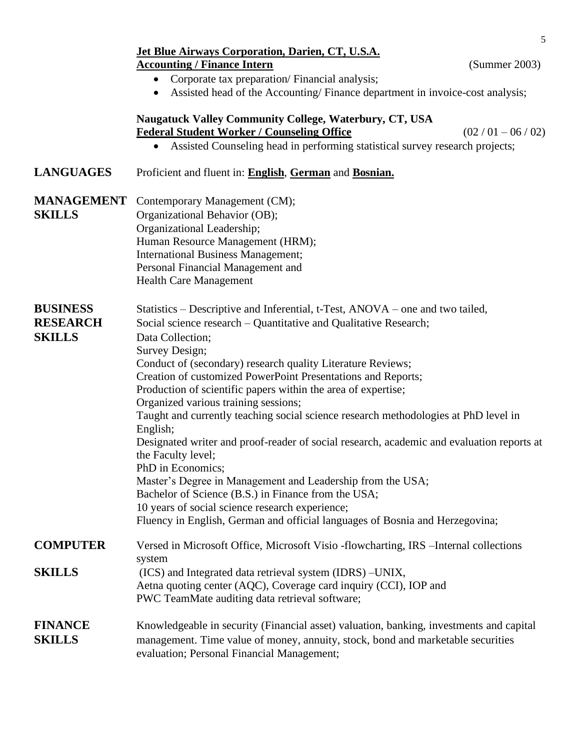**<u>Jet Blue Airways Corporation, Darien, CT, U.S.A.</u>**
**<u>Accounting / Finance Intern</u>** (Summer 2003)

- Corporate tax preparation/ Financial analysis;
- Assisted head of the Accounting/ Finance department in invoice-cost analysis;

**Naugatuck Valley Community College, Waterbury, CT, USA**
**<u>Federal Student Worker / Counseling Office</u>** (02 / 01 – 06 / 02)

- Assisted Counseling head in performing statistical survey research projects;

**LANGUAGES**

Proficient and fluent in: **<u>English</u>**, **<u>German</u>** and **<u>Bosnian.</u>**

**MANAGEMENT SKILLS**

Contemporary Management (CM);
Organizational Behavior (OB);
Organizational Leadership;
Human Resource Management (HRM);
International Business Management;
Personal Financial Management and
Health Care Management

**BUSINESS RESEARCH SKILLS**

Statistics – Descriptive and Inferential, t-Test, ANOVA – one and two tailed,
Social science research – Quantitative and Qualitative Research;
Data Collection;
Survey Design;
Conduct of (secondary) research quality Literature Reviews;
Creation of customized PowerPoint Presentations and Reports;
Production of scientific papers within the area of expertise;
Organized various training sessions;
Taught and currently teaching social science research methodologies at PhD level in English;
Designated writer and proof-reader of social research, academic and evaluation reports at the Faculty level;
PhD in Economics;
Master's Degree in Management and Leadership from the USA;
Bachelor of Science (B.S.) in Finance from the USA;
10 years of social science research experience;
Fluency in English, German and official languages of Bosnia and Herzegovina;

**COMPUTER SKILLS**

Versed in Microsoft Office, Microsoft Visio -flowcharting, IRS –Internal collections system
(ICS) and Integrated data retrieval system (IDRS) –UNIX,
Aetna quoting center (AQC), Coverage card inquiry (CCI), IOP and
PWC TeamMate auditing data retrieval software;

**FINANCE SKILLS**

Knowledgeable in security (Financial asset) valuation, banking, investments and capital management. Time value of money, annuity, stock, bond and marketable securities evaluation; Personal Financial Management;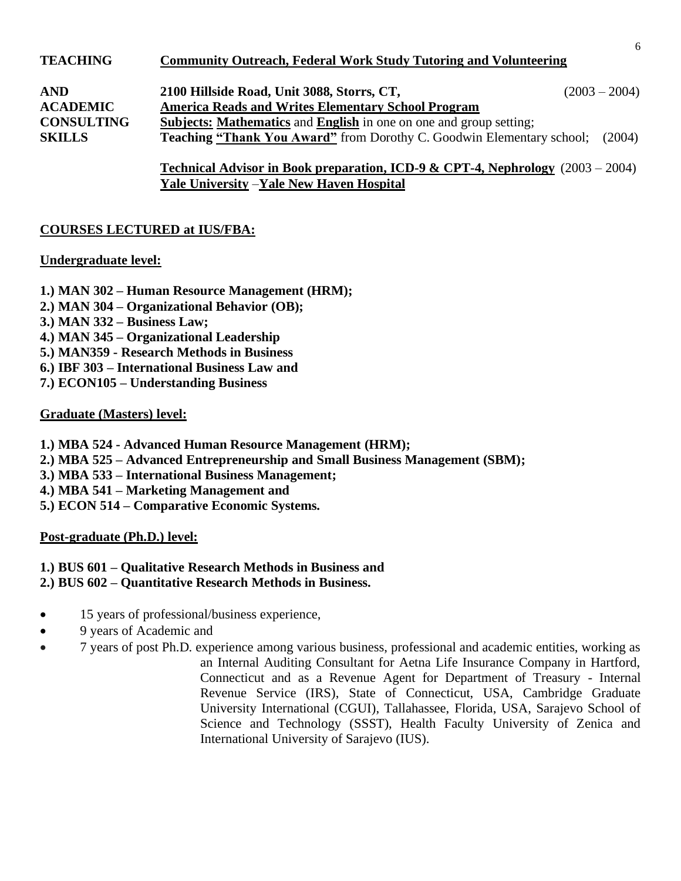**TEACHING AND ACADEMIC CONSULTING SKILLS**

**<u>Community Outreach, Federal Work Study Tutoring and Volunteering</u>**

**2100 Hillside Road, Unit 3088, Storrs, CT,** (2003 – 2004)
**<u>America Reads and Writes Elementary School Program</u>**
**<u>Subjects:</u> <u>Mathematics</u>** and **<u>English</u>** in one on one and group setting;
**Teaching <u>"Thank You Award"</u>** from Dorothy C. Goodwin Elementary school; (2004)

**<u>Technical Advisor in Book preparation, ICD-9 & CPT-4, Nephrology</u>** (2003 – 2004)
**<u>Yale University</u>** –**<u>Yale New Haven Hospital</u>**

**<u>COURSES LECTURED at IUS/FBA:</u>**

**<u>Undergraduate level:</u>**

**1.) MAN 302 – Human Resource Management (HRM);**
**2.) MAN 304 – Organizational Behavior (OB);**
**3.) MAN 332 – Business Law;**
**4.) MAN 345 – Organizational Leadership**
**5.) MAN359 - Research Methods in Business**
**6.) IBF 303 – International Business Law and**
**7.) ECON105 – Understanding Business**

**<u>Graduate (Masters) level:</u>**

**1.) MBA 524 - Advanced Human Resource Management (HRM);**
**2.) MBA 525 – Advanced Entrepreneurship and Small Business Management (SBM);**
**3.) MBA 533 – International Business Management;**
**4.) MBA 541 – Marketing Management and**
**5.) ECON 514 – Comparative Economic Systems.**

**<u>Post-graduate (Ph.D.) level:</u>**

**1.) BUS 601 – Qualitative Research Methods in Business and**
**2.) BUS 602 – Quantitative Research Methods in Business.**

- 15 years of professional/business experience,
- 9 years of Academic and
- 7 years of post Ph.D. experience among various business, professional and academic entities, working as an Internal Auditing Consultant for Aetna Life Insurance Company in Hartford, Connecticut and as a Revenue Agent for Department of Treasury - Internal Revenue Service (IRS), State of Connecticut, USA, Cambridge Graduate University International (CGUI), Tallahassee, Florida, USA, Sarajevo School of Science and Technology (SSST), Health Faculty University of Zenica and International University of Sarajevo (IUS).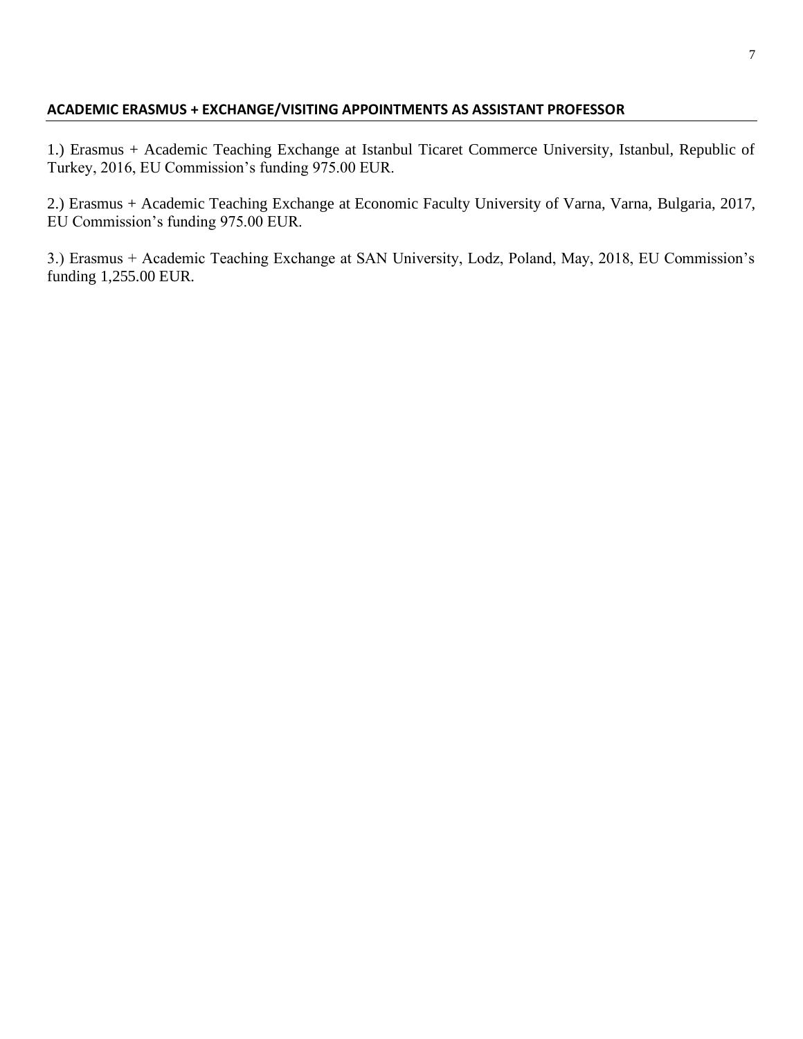## ACADEMIC ERASMUS + EXCHANGE/VISITING APPOINTMENTS AS ASSISTANT PROFESSOR

1.) Erasmus + Academic Teaching Exchange at Istanbul Ticaret Commerce University, Istanbul, Republic of Turkey, 2016, EU Commission's funding 975.00 EUR.

2.) Erasmus + Academic Teaching Exchange at Economic Faculty University of Varna, Varna, Bulgaria, 2017, EU Commission's funding 975.00 EUR.

3.) Erasmus + Academic Teaching Exchange at SAN University, Lodz, Poland, May, 2018, EU Commission's funding 1,255.00 EUR.